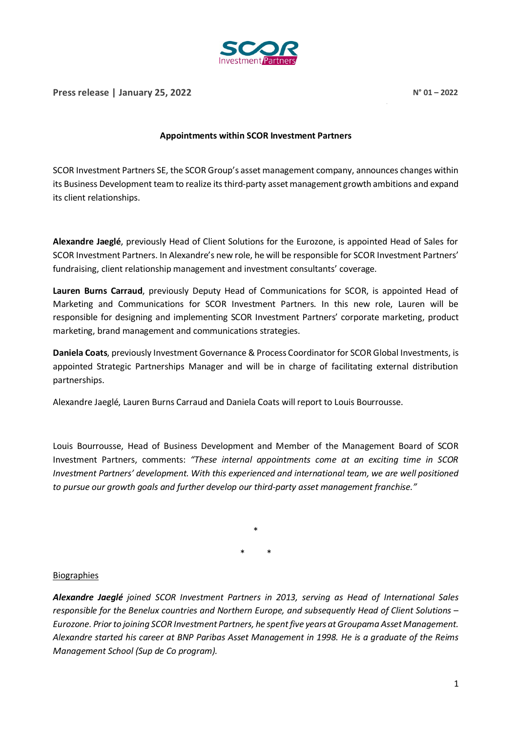**Press release | January 25, 2022** **N° 01 – 2022**

# Appointments within SCOR Investment Partners

SCOR Investment Partners SE, the SCOR Group's asset management company, announces changes within its Business Development team to realize its third-party asset management growth ambitions and expand its client relationships.

**Alexandre Jaeglé**, previously Head of Client Solutions for the Eurozone, is appointed Head of Sales for SCOR Investment Partners. In Alexandre's new role, he will be responsible for SCOR Investment Partners' fundraising, client relationship management and investment consultants' coverage.

**Lauren Burns Carraud**, previously Deputy Head of Communications for SCOR, is appointed Head of Marketing and Communications for SCOR Investment Partners. In this new role, Lauren will be responsible for designing and implementing SCOR Investment Partners' corporate marketing, product marketing, brand management and communications strategies.

**Daniela Coats**, previously Investment Governance & Process Coordinator for SCOR Global Investments, is appointed Strategic Partnerships Manager and will be in charge of facilitating external distribution partnerships.

Alexandre Jaeglé, Lauren Burns Carraud and Daniela Coats will report to Louis Bourrousse.

Louis Bourrousse, Head of Business Development and Member of the Management Board of SCOR Investment Partners, comments: *"These internal appointments come at an exciting time in SCOR Investment Partners' development. With this experienced and international team, we are well positioned to pursue our growth goals and further develop our third-party asset management franchise."*

\*

\* \*

## Biographies

***Alexandre Jaeglé*** *joined SCOR Investment Partners in 2013, serving as Head of International Sales responsible for the Benelux countries and Northern Europe, and subsequently Head of Client Solutions – Eurozone. Prior to joining SCOR Investment Partners, he spent five years at Groupama Asset Management. Alexandre started his career at BNP Paribas Asset Management in 1998. He is a graduate of the Reims Management School (Sup de Co program).*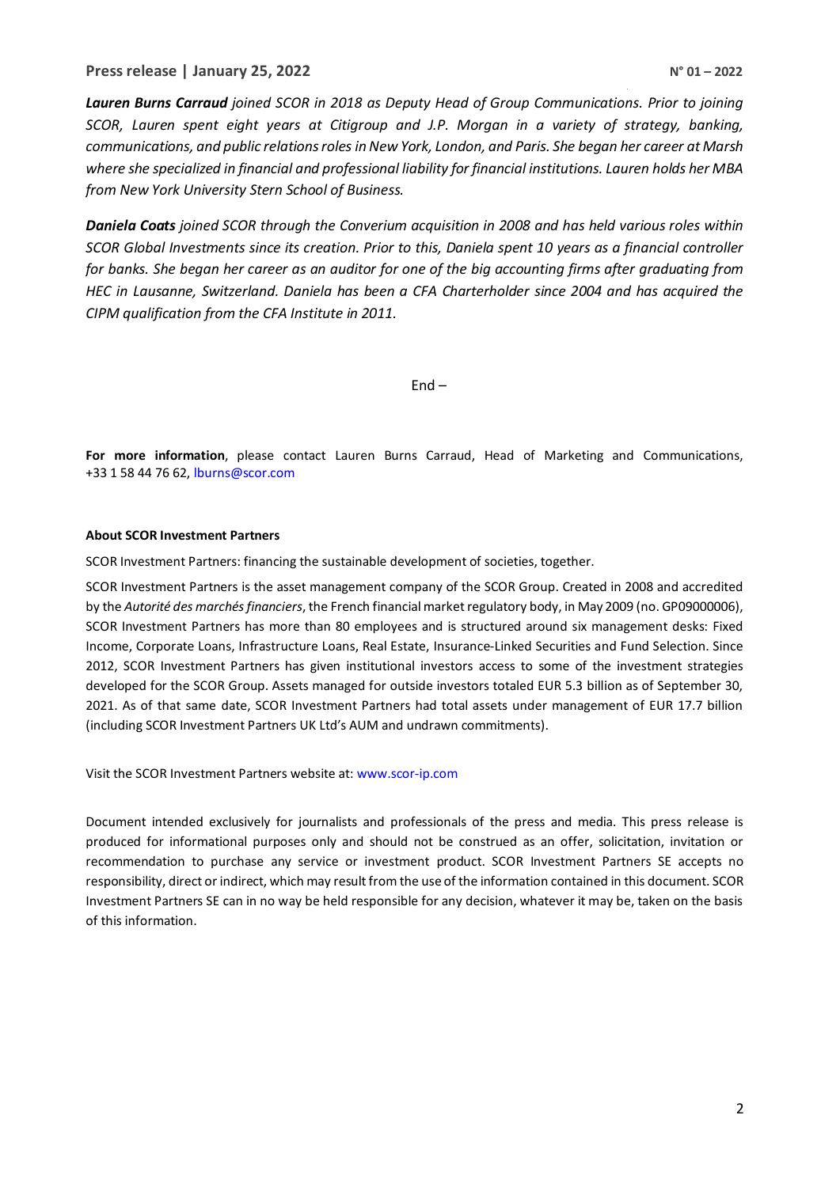***Lauren Burns Carraud*** *joined SCOR in 2018 as Deputy Head of Group Communications. Prior to joining SCOR, Lauren spent eight years at Citigroup and J.P. Morgan in a variety of strategy, banking, communications, and public relations roles in New York, London, and Paris. She began her career at Marsh where she specialized in financial and professional liability for financial institutions. Lauren holds her MBA from New York University Stern School of Business.*

***Daniela Coats*** *joined SCOR through the Converium acquisition in 2008 and has held various roles within SCOR Global Investments since its creation. Prior to this, Daniela spent 10 years as a financial controller for banks. She began her career as an auditor for one of the big accounting firms after graduating from HEC in Lausanne, Switzerland. Daniela has been a CFA Charterholder since 2004 and has acquired the CIPM qualification from the CFA Institute in 2011.*

End –

**For more information**, please contact Lauren Burns Carraud, Head of Marketing and Communications, +33 1 58 44 76 62, lburns@scor.com

**About SCOR Investment Partners**

SCOR Investment Partners: financing the sustainable development of societies, together.

SCOR Investment Partners is the asset management company of the SCOR Group. Created in 2008 and accredited by the *Autorité des marchés financiers*, the French financial market regulatory body, in May 2009 (no. GP09000006), SCOR Investment Partners has more than 80 employees and is structured around six management desks: Fixed Income, Corporate Loans, Infrastructure Loans, Real Estate, Insurance-Linked Securities and Fund Selection. Since 2012, SCOR Investment Partners has given institutional investors access to some of the investment strategies developed for the SCOR Group. Assets managed for outside investors totaled EUR 5.3 billion as of September 30, 2021. As of that same date, SCOR Investment Partners had total assets under management of EUR 17.7 billion (including SCOR Investment Partners UK Ltd's AUM and undrawn commitments).

Visit the SCOR Investment Partners website at: www.scor-ip.com

Document intended exclusively for journalists and professionals of the press and media. This press release is produced for informational purposes only and should not be construed as an offer, solicitation, invitation or recommendation to purchase any service or investment product. SCOR Investment Partners SE accepts no responsibility, direct or indirect, which may result from the use of the information contained in this document. SCOR Investment Partners SE can in no way be held responsible for any decision, whatever it may be, taken on the basis of this information.